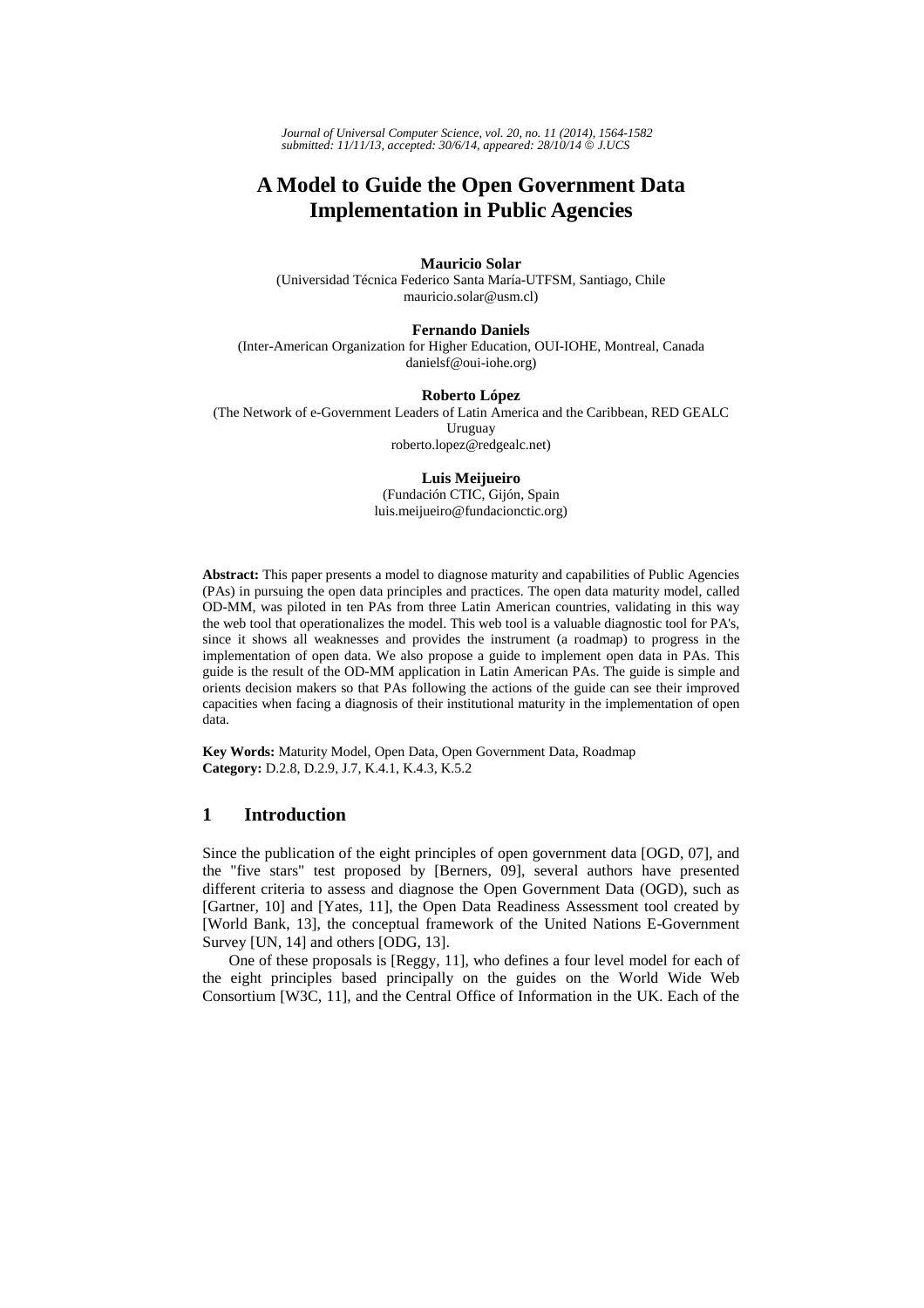# A Model to Guide the Open Government Data Implementation in Public Agencies

**Mauricio Solar**
(Universidad Técnica Federico Santa María-UTFSM, Santiago, Chile
mauricio.solar@usm.cl)

**Fernando Daniels**
(Inter-American Organization for Higher Education, OUI-IOHE, Montreal, Canada
danielsf@oui-iohe.org)

**Roberto López**
(The Network of e-Government Leaders of Latin America and the Caribbean, RED GEALC
Uruguay
roberto.lopez@redgealc.net)

**Luis Meijueiro**
(Fundación CTIC, Gijón, Spain
luis.meijueiro@fundacionctic.org)

**Abstract:** This paper presents a model to diagnose maturity and capabilities of Public Agencies (PAs) in pursuing the open data principles and practices. The open data maturity model, called OD-MM, was piloted in ten PAs from three Latin American countries, validating in this way the web tool that operationalizes the model. This web tool is a valuable diagnostic tool for PA's, since it shows all weaknesses and provides the instrument (a roadmap) to progress in the implementation of open data. We also propose a guide to implement open data in PAs. This guide is the result of the OD-MM application in Latin American PAs. The guide is simple and orients decision makers so that PAs following the actions of the guide can see their improved capacities when facing a diagnosis of their institutional maturity in the implementation of open data.

**Key Words:** Maturity Model, Open Data, Open Government Data, Roadmap
**Category:** D.2.8, D.2.9, J.7, K.4.1, K.4.3, K.5.2

## 1 Introduction

Since the publication of the eight principles of open government data [OGD, 07], and the "five stars" test proposed by [Berners, 09], several authors have presented different criteria to assess and diagnose the Open Government Data (OGD), such as [Gartner, 10] and [Yates, 11], the Open Data Readiness Assessment tool created by [World Bank, 13], the conceptual framework of the United Nations E-Government Survey [UN, 14] and others [ODG, 13].

One of these proposals is [Reggy, 11], who defines a four level model for each of the eight principles based principally on the guides on the World Wide Web Consortium [W3C, 11], and the Central Office of Information in the UK. Each of the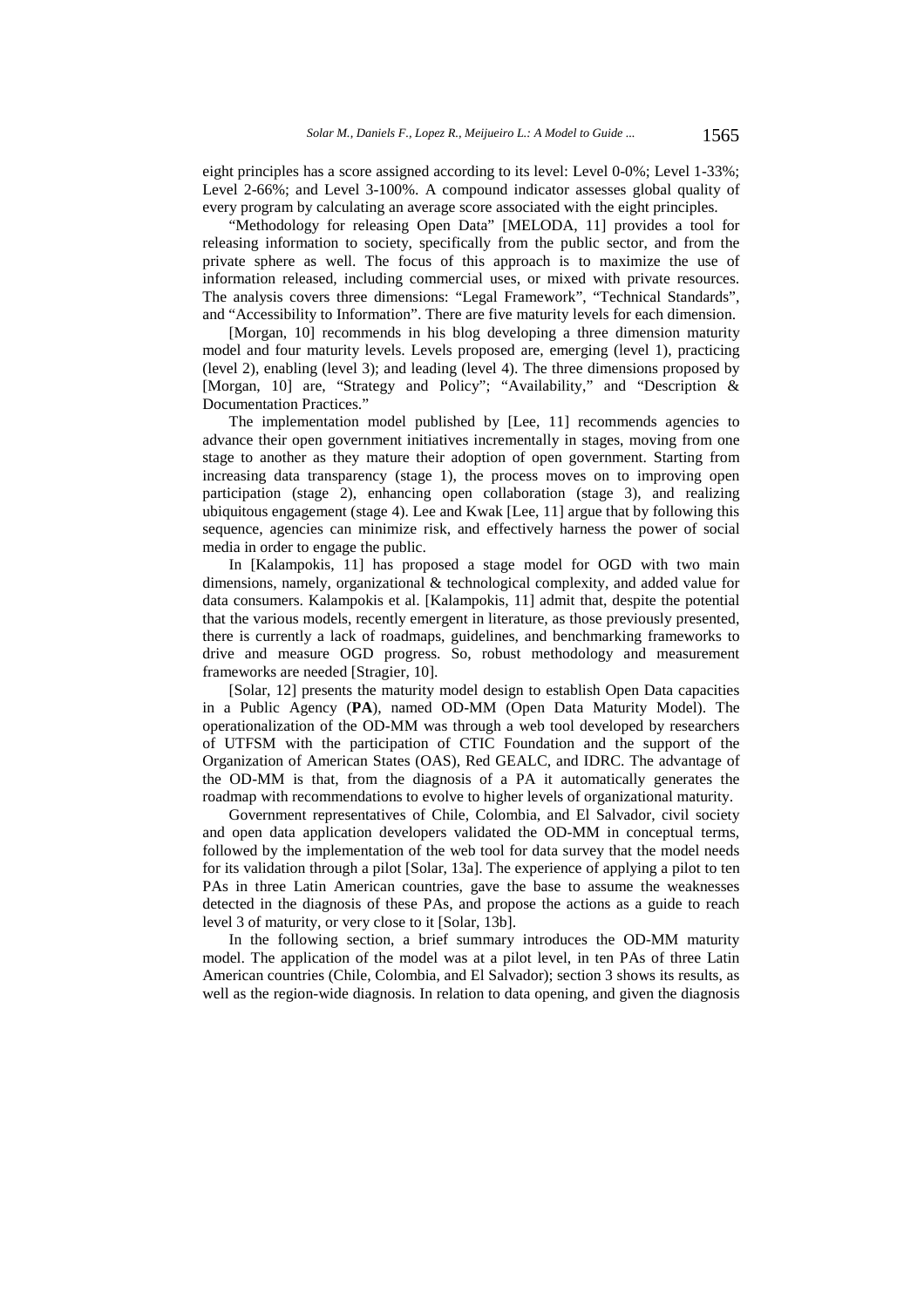eight principles has a score assigned according to its level: Level 0-0%; Level 1-33%; Level 2-66%; and Level 3-100%. A compound indicator assesses global quality of every program by calculating an average score associated with the eight principles.

"Methodology for releasing Open Data" [MELODA, 11] provides a tool for releasing information to society, specifically from the public sector, and from the private sphere as well. The focus of this approach is to maximize the use of information released, including commercial uses, or mixed with private resources. The analysis covers three dimensions: "Legal Framework", "Technical Standards", and "Accessibility to Information". There are five maturity levels for each dimension.

[Morgan, 10] recommends in his blog developing a three dimension maturity model and four maturity levels. Levels proposed are, emerging (level 1), practicing (level 2), enabling (level 3); and leading (level 4). The three dimensions proposed by [Morgan, 10] are, "Strategy and Policy"; "Availability," and "Description & Documentation Practices."

The implementation model published by [Lee, 11] recommends agencies to advance their open government initiatives incrementally in stages, moving from one stage to another as they mature their adoption of open government. Starting from increasing data transparency (stage 1), the process moves on to improving open participation (stage 2), enhancing open collaboration (stage 3), and realizing ubiquitous engagement (stage 4). Lee and Kwak [Lee, 11] argue that by following this sequence, agencies can minimize risk, and effectively harness the power of social media in order to engage the public.

In [Kalampokis, 11] has proposed a stage model for OGD with two main dimensions, namely, organizational & technological complexity, and added value for data consumers. Kalampokis et al. [Kalampokis, 11] admit that, despite the potential that the various models, recently emergent in literature, as those previously presented, there is currently a lack of roadmaps, guidelines, and benchmarking frameworks to drive and measure OGD progress. So, robust methodology and measurement frameworks are needed [Stragier, 10].

[Solar, 12] presents the maturity model design to establish Open Data capacities in a Public Agency (**PA**), named OD-MM (Open Data Maturity Model). The operationalization of the OD-MM was through a web tool developed by researchers of UTFSM with the participation of CTIC Foundation and the support of the Organization of American States (OAS), Red GEALC, and IDRC. The advantage of the OD-MM is that, from the diagnosis of a PA it automatically generates the roadmap with recommendations to evolve to higher levels of organizational maturity.

Government representatives of Chile, Colombia, and El Salvador, civil society and open data application developers validated the OD-MM in conceptual terms, followed by the implementation of the web tool for data survey that the model needs for its validation through a pilot [Solar, 13a]. The experience of applying a pilot to ten PAs in three Latin American countries, gave the base to assume the weaknesses detected in the diagnosis of these PAs, and propose the actions as a guide to reach level 3 of maturity, or very close to it [Solar, 13b].

In the following section, a brief summary introduces the OD-MM maturity model. The application of the model was at a pilot level, in ten PAs of three Latin American countries (Chile, Colombia, and El Salvador); section 3 shows its results, as well as the region-wide diagnosis. In relation to data opening, and given the diagnosis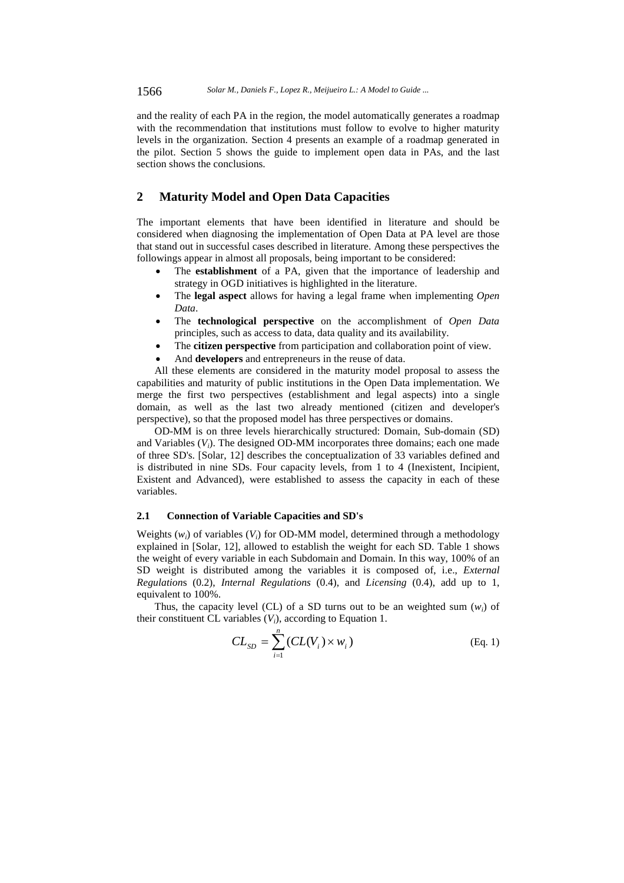and the reality of each PA in the region, the model automatically generates a roadmap with the recommendation that institutions must follow to evolve to higher maturity levels in the organization. Section 4 presents an example of a roadmap generated in the pilot. Section 5 shows the guide to implement open data in PAs, and the last section shows the conclusions.

## 2 Maturity Model and Open Data Capacities

The important elements that have been identified in literature and should be considered when diagnosing the implementation of Open Data at PA level are those that stand out in successful cases described in literature. Among these perspectives the followings appear in almost all proposals, being important to be considered:

- The **establishment** of a PA, given that the importance of leadership and strategy in OGD initiatives is highlighted in the literature.
- The **legal aspect** allows for having a legal frame when implementing *Open Data*.
- The **technological perspective** on the accomplishment of *Open Data* principles, such as access to data, data quality and its availability.
- The **citizen perspective** from participation and collaboration point of view.
- And **developers** and entrepreneurs in the reuse of data.

All these elements are considered in the maturity model proposal to assess the capabilities and maturity of public institutions in the Open Data implementation. We merge the first two perspectives (establishment and legal aspects) into a single domain, as well as the last two already mentioned (citizen and developer's perspective), so that the proposed model has three perspectives or domains.

OD-MM is on three levels hierarchically structured: Domain, Sub-domain (SD) and Variables ($V_i$). The designed OD-MM incorporates three domains; each one made of three SD's. [Solar, 12] describes the conceptualization of 33 variables defined and is distributed in nine SDs. Four capacity levels, from 1 to 4 (Inexistent, Incipient, Existent and Advanced), were established to assess the capacity in each of these variables.

### 2.1 Connection of Variable Capacities and SD's

Weights ($w_i$) of variables ($V_i$) for OD-MM model, determined through a methodology explained in [Solar, 12], allowed to establish the weight for each SD. Table 1 shows the weight of every variable in each Subdomain and Domain. In this way, 100% of an SD weight is distributed among the variables it is composed of, i.e., *External Regulation*s (0.2), *Internal Regulations* (0.4), and *Licensing* (0.4), add up to 1, equivalent to 100%.

Thus, the capacity level (CL) of a SD turns out to be an weighted sum ($w_i$) of their constituent CL variables ($V_i$), according to Equation 1.

$$CL_{SD} = \sum_{i=1}^{n} (CL(V_i) \times w_i) \qquad \text{(Eq. 1)}$$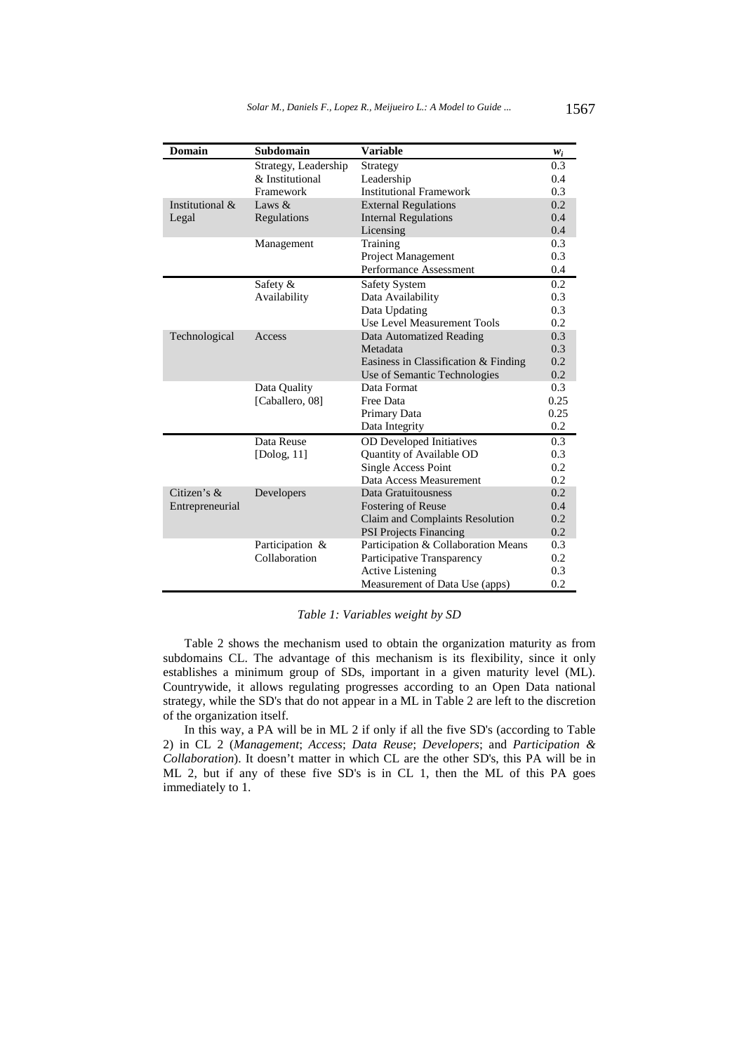| Domain | Subdomain | Variable | $w_i$ |
|---|---|---|---|
| Institutional & Legal | Strategy, Leadership & Institutional Framework | Strategy | 0.3 |
| | | Leadership | 0.4 |
| | | Institutional Framework | 0.3 |
| | Laws & Regulations | External Regulations | 0.2 |
| | | Internal Regulations | 0.4 |
| | | Licensing | 0.4 |
| | Management | Training | 0.3 |
| | | Project Management | 0.3 |
| | | Performance Assessment | 0.4 |
| Technological | Safety & Availability | Safety System | 0.2 |
| | | Data Availability | 0.3 |
| | | Data Updating | 0.3 |
| | | Use Level Measurement Tools | 0.2 |
| | Access | Data Automatized Reading | 0.3 |
| | | Metadata | 0.3 |
| | | Easiness in Classification & Finding | 0.2 |
| | | Use of Semantic Technologies | 0.2 |
| | Data Quality [Caballero, 08] | Data Format | 0.3 |
| | | Free Data | 0.25 |
| | | Primary Data | 0.25 |
| | | Data Integrity | 0.2 |
| Citizen's & Entrepreneurial | Data Reuse [Dolog, 11] | OD Developed Initiatives | 0.3 |
| | | Quantity of Available OD | 0.3 |
| | | Single Access Point | 0.2 |
| | | Data Access Measurement | 0.2 |
| | Developers | Data Gratuitousness | 0.2 |
| | | Fostering of Reuse | 0.4 |
| | | Claim and Complaints Resolution | 0.2 |
| | | PSI Projects Financing | 0.2 |
| | Participation & Collaboration | Participation & Collaboration Means | 0.3 |
| | | Participative Transparency | 0.2 |
| | | Active Listening | 0.3 |
| | | Measurement of Data Use (apps) | 0.2 |

*Table 1: Variables weight by SD*

Table 2 shows the mechanism used to obtain the organization maturity as from subdomains CL. The advantage of this mechanism is its flexibility, since it only establishes a minimum group of SDs, important in a given maturity level (ML). Countrywide, it allows regulating progresses according to an Open Data national strategy, while the SD's that do not appear in a ML in Table 2 are left to the discretion of the organization itself.

In this way, a PA will be in ML 2 if only if all the five SD's (according to Table 2) in CL 2 (*Management*; *Access*; *Data Reuse*; *Developers*; and *Participation & Collaboration*). It doesn't matter in which CL are the other SD's, this PA will be in ML 2, but if any of these five SD's is in CL 1, then the ML of this PA goes immediately to 1.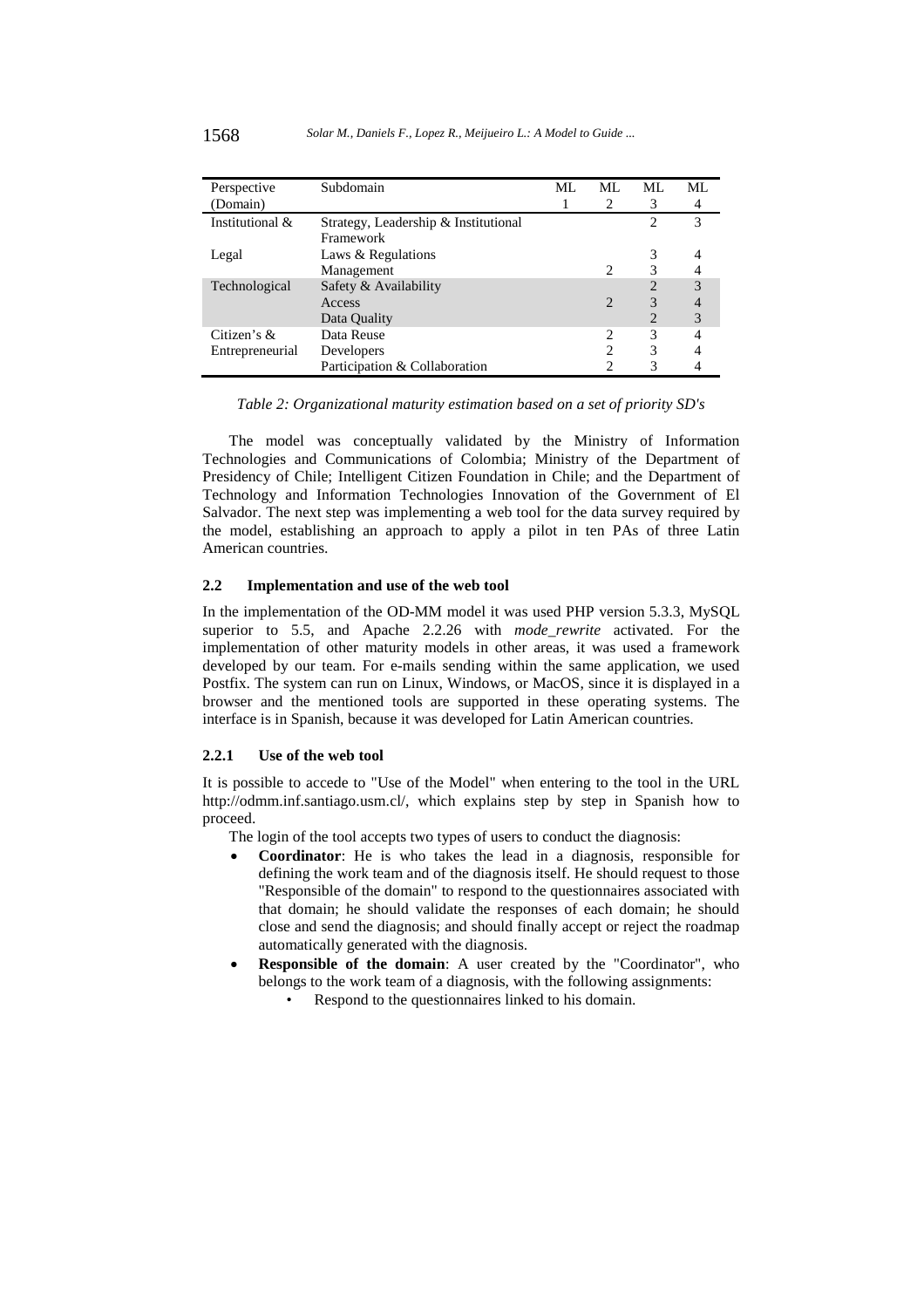| Perspective (Domain) | Subdomain | ML 1 | ML 2 | ML 3 | ML 4 |
|---|---|---|---|---|---|
| Institutional & Legal | Strategy, Leadership & Institutional Framework | | | 2 | 3 |
| | Laws & Regulations | | | 3 | 4 |
| | Management | | 2 | 3 | 4 |
| Technological | Safety & Availability | | | 2 | 3 |
| | Access | | 2 | 3 | 4 |
| | Data Quality | | | 2 | 3 |
| Citizen's & Entrepreneurial | Data Reuse | | 2 | 3 | 4 |
| | Developers | | 2 | 3 | 4 |
| | Participation & Collaboration | | 2 | 3 | 4 |

*Table 2: Organizational maturity estimation based on a set of priority SD's*

The model was conceptually validated by the Ministry of Information Technologies and Communications of Colombia; Ministry of the Department of Presidency of Chile; Intelligent Citizen Foundation in Chile; and the Department of Technology and Information Technologies Innovation of the Government of El Salvador. The next step was implementing a web tool for the data survey required by the model, establishing an approach to apply a pilot in ten PAs of three Latin American countries.

### 2.2 Implementation and use of the web tool

In the implementation of the OD-MM model it was used PHP version 5.3.3, MySQL superior to 5.5, and Apache 2.2.26 with *mode_rewrite* activated. For the implementation of other maturity models in other areas, it was used a framework developed by our team. For e-mails sending within the same application, we used Postfix. The system can run on Linux, Windows, or MacOS, since it is displayed in a browser and the mentioned tools are supported in these operating systems. The interface is in Spanish, because it was developed for Latin American countries.

#### 2.2.1 Use of the web tool

It is possible to accede to "Use of the Model" when entering to the tool in the URL http://odmm.inf.santiago.usm.cl/, which explains step by step in Spanish how to proceed.

The login of the tool accepts two types of users to conduct the diagnosis:

- **Coordinator**: He is who takes the lead in a diagnosis, responsible for defining the work team and of the diagnosis itself. He should request to those "Responsible of the domain" to respond to the questionnaires associated with that domain; he should validate the responses of each domain; he should close and send the diagnosis; and should finally accept or reject the roadmap automatically generated with the diagnosis.
- **Responsible of the domain**: A user created by the "Coordinator", who belongs to the work team of a diagnosis, with the following assignments:
  - Respond to the questionnaires linked to his domain.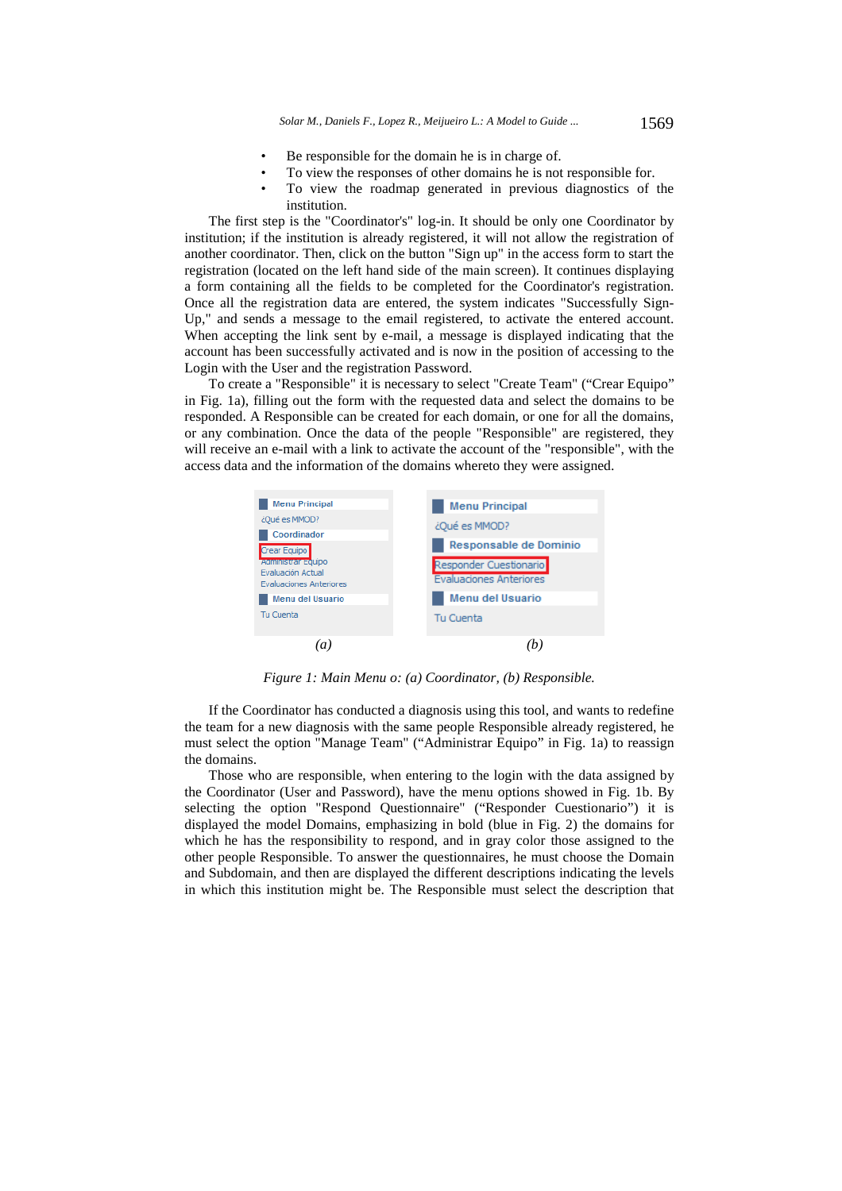- Be responsible for the domain he is in charge of.
- To view the responses of other domains he is not responsible for.
- To view the roadmap generated in previous diagnostics of the institution.

The first step is the "Coordinator's" log-in. It should be only one Coordinator by institution; if the institution is already registered, it will not allow the registration of another coordinator. Then, click on the button "Sign up" in the access form to start the registration (located on the left hand side of the main screen). It continues displaying a form containing all the fields to be completed for the Coordinator's registration. Once all the registration data are entered, the system indicates "Successfully Sign-Up," and sends a message to the email registered, to activate the entered account. When accepting the link sent by e-mail, a message is displayed indicating that the account has been successfully activated and is now in the position of accessing to the Login with the User and the registration Password.

To create a "Responsible" it is necessary to select "Create Team" ("Crear Equipo" in Fig. 1a), filling out the form with the requested data and select the domains to be responded. A Responsible can be created for each domain, or one for all the domains, or any combination. Once the data of the people "Responsible" are registered, they will receive an e-mail with a link to activate the account of the "responsible", with the access data and the information of the domains whereto they were assigned.

Menu Principal
¿Qué es MMOD?
Coordinador
Crear Equipo
Administrar Equipo
Evaluación Actual
Evaluaciones Anteriores
Menu del Usuario
Tu Cuenta

*(a)*

Menu Principal
¿Qué es MMOD?
Responsable de Dominio
Responder Cuestionario
Evaluaciones Anteriores
Menu del Usuario
Tu Cuenta

*(b)*

*Figure 1: Main Menu o: (a) Coordinator, (b) Responsible.*

If the Coordinator has conducted a diagnosis using this tool, and wants to redefine the team for a new diagnosis with the same people Responsible already registered, he must select the option "Manage Team" ("Administrar Equipo" in Fig. 1a) to reassign the domains.

Those who are responsible, when entering to the login with the data assigned by the Coordinator (User and Password), have the menu options showed in Fig. 1b. By selecting the option "Respond Questionnaire" ("Responder Cuestionario") it is displayed the model Domains, emphasizing in bold (blue in Fig. 2) the domains for which he has the responsibility to respond, and in gray color those assigned to the other people Responsible. To answer the questionnaires, he must choose the Domain and Subdomain, and then are displayed the different descriptions indicating the levels in which this institution might be. The Responsible must select the description that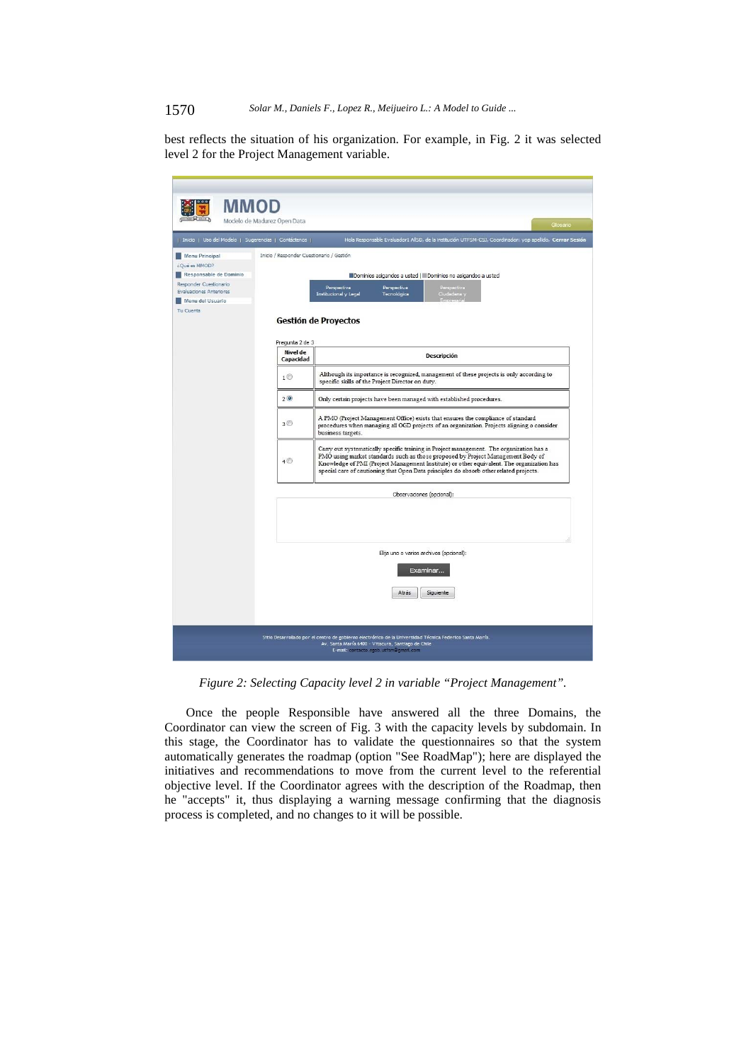best reflects the situation of his organization. For example, in Fig. 2 it was selected level 2 for the Project Management variable.

*Figure 2: Selecting Capacity level 2 in variable "Project Management".*

Once the people Responsible have answered all the three Domains, the Coordinator can view the screen of Fig. 3 with the capacity levels by subdomain. In this stage, the Coordinator has to validate the questionnaires so that the system automatically generates the roadmap (option "See RoadMap"); here are displayed the initiatives and recommendations to move from the current level to the referential objective level. If the Coordinator agrees with the description of the Roadmap, then he "accepts" it, thus displaying a warning message confirming that the diagnosis process is completed, and no changes to it will be possible.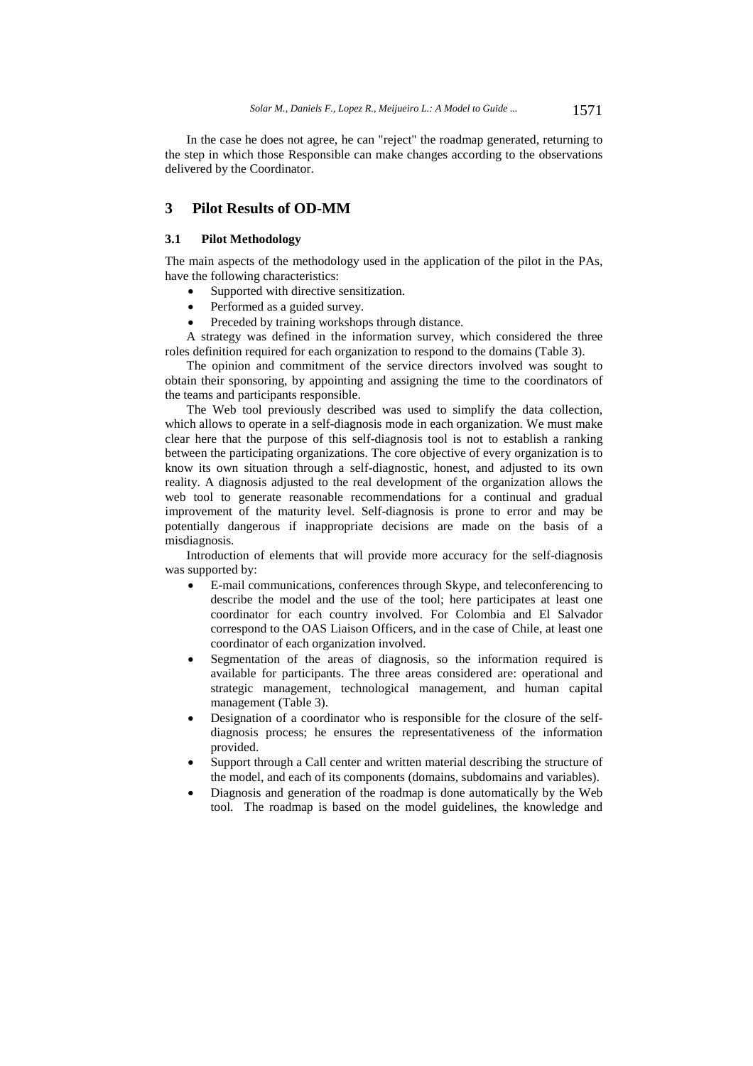In the case he does not agree, he can "reject" the roadmap generated, returning to the step in which those Responsible can make changes according to the observations delivered by the Coordinator.

## 3 Pilot Results of OD-MM

### 3.1 Pilot Methodology

The main aspects of the methodology used in the application of the pilot in the PAs, have the following characteristics:

- Supported with directive sensitization.
- Performed as a guided survey.
- Preceded by training workshops through distance.

A strategy was defined in the information survey, which considered the three roles definition required for each organization to respond to the domains (Table 3).

The opinion and commitment of the service directors involved was sought to obtain their sponsoring, by appointing and assigning the time to the coordinators of the teams and participants responsible.

The Web tool previously described was used to simplify the data collection, which allows to operate in a self-diagnosis mode in each organization. We must make clear here that the purpose of this self-diagnosis tool is not to establish a ranking between the participating organizations. The core objective of every organization is to know its own situation through a self-diagnostic, honest, and adjusted to its own reality. A diagnosis adjusted to the real development of the organization allows the web tool to generate reasonable recommendations for a continual and gradual improvement of the maturity level. Self-diagnosis is prone to error and may be potentially dangerous if inappropriate decisions are made on the basis of a misdiagnosis.

Introduction of elements that will provide more accuracy for the self-diagnosis was supported by:

- E-mail communications, conferences through Skype, and teleconferencing to describe the model and the use of the tool; here participates at least one coordinator for each country involved. For Colombia and El Salvador correspond to the OAS Liaison Officers, and in the case of Chile, at least one coordinator of each organization involved.
- Segmentation of the areas of diagnosis, so the information required is available for participants. The three areas considered are: operational and strategic management, technological management, and human capital management (Table 3).
- Designation of a coordinator who is responsible for the closure of the self-diagnosis process; he ensures the representativeness of the information provided.
- Support through a Call center and written material describing the structure of the model, and each of its components (domains, subdomains and variables).
- Diagnosis and generation of the roadmap is done automatically by the Web tool. The roadmap is based on the model guidelines, the knowledge and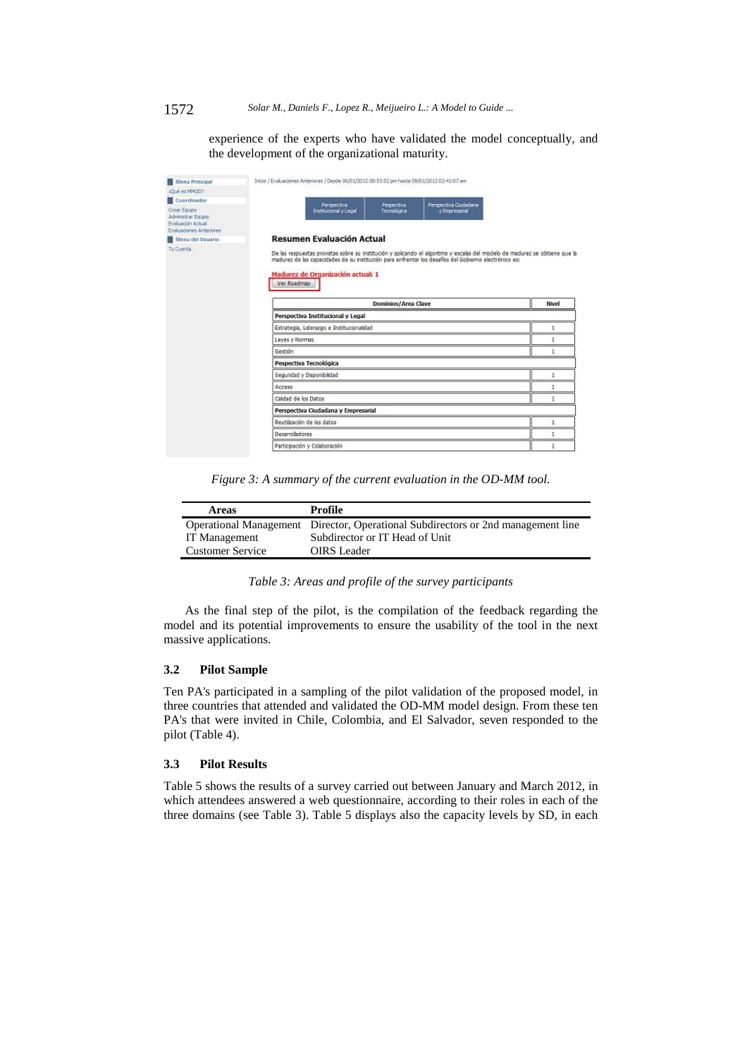experience of the experts who have validated the model conceptually, and the development of the organizational maturity.

Figure 3: A summary of the current evaluation in the OD-MM tool.

| Areas | Profile |
|---|---|
| Operational Management | Director, Operational Subdirectors or 2nd management line |
| IT Management | Subdirector or IT Head of Unit |
| Customer Service | OIRS Leader |

Table 3: Areas and profile of the survey participants

As the final step of the pilot, is the compilation of the feedback regarding the model and its potential improvements to ensure the usability of the tool in the next massive applications.

### 3.2 Pilot Sample

Ten PA's participated in a sampling of the pilot validation of the proposed model, in three countries that attended and validated the OD-MM model design. From these ten PA's that were invited in Chile, Colombia, and El Salvador, seven responded to the pilot (Table 4).

### 3.3 Pilot Results

Table 5 shows the results of a survey carried out between January and March 2012, in which attendees answered a web questionnaire, according to their roles in each of the three domains (see Table 3). Table 5 displays also the capacity levels by SD, in each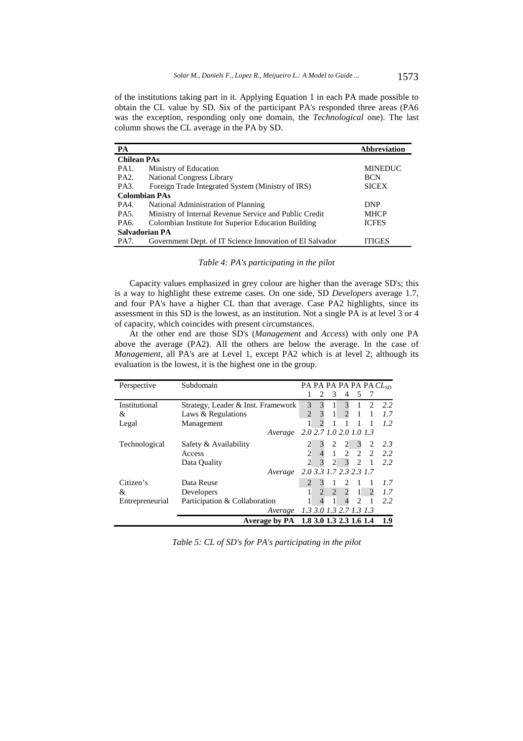of the institutions taking part in it. Applying Equation 1 in each PA made possible to obtain the CL value by SD. Six of the participant PA's responded three areas (PA6 was the exception, responding only one domain, the *Technological* one). The last column shows the CL average in the PA by SD.

| PA | | Abbreviation |
|---|---|---|
| **Chilean PAs** | | |
| PA1. | Ministry of Education | MINEDUC |
| PA2. | National Congress Library | BCN |
| PA3. | Foreign Trade Integrated System (Ministry of IRS) | SICEX |
| **Colombian PAs** | | |
| PA4. | National Administration of Planning | DNP |
| PA5. | Ministry of Internal Revenue Service and Public Credit | MHCP |
| PA6. | Colombian Institute for Superior Education Building | ICFES |
| **Salvadorian PA** | | |
| PA7. | Government Dept. of IT Science Innovation of El Salvador | ITIGES |

*Table 4: PA's participating in the pilot*

Capacity values emphasized in grey colour are higher than the average SD's; this is a way to highlight these extreme cases. On one side, SD *Developers* average 1.7, and four PA's have a higher CL than that average. Case PA2 highlights, since its assessment in this SD is the lowest, as an institution. Not a single PA is at level 3 or 4 of capacity, which coincides with present circumstances.

At the other end are those SD's (*Management* and *Access*) with only one PA above the average (PA2). All the others are below the average. In the case of *Management*, all PA's are at Level 1, except PA2 which is at level 2; although its evaluation is the lowest, it is the highest one in the group.

| Perspective | Subdomain | PA 1 | PA 2 | PA 3 | PA 4 | PA 5 | PA 7 | $CL_{SD}$ |
|---|---|---|---|---|---|---|---|---|
| Institutional & Legal | Strategy, Leader & Inst. Framework | 3 | 3 | 1 | 3 | 1 | 2 | *2.2* |
| | Laws & Regulations | 2 | 3 | 1 | 2 | 1 | 1 | *1.7* |
| | Management | 1 | 2 | 1 | 1 | 1 | 1 | *1.2* |
| | *Average* | *2.0* | *2.7* | *1.0* | *2.0* | *1.0* | *1.3* | |
| Technological | Safety & Availability | 2 | 3 | 2 | 2 | 3 | 2 | *2.3* |
| | Access | 2 | 4 | 1 | 2 | 2 | 2 | *2.2* |
| | Data Quality | 2 | 3 | 2 | 3 | 2 | 1 | *2.2* |
| | *Average* | *2.0* | *3.3* | *1.7* | *2.3* | *2.3* | *1.7* | |
| Citizen's & Entrepreneurial | Data Reuse | 2 | 3 | 1 | 2 | 1 | 1 | *1.7* |
| | Developers | 1 | 2 | 2 | 2 | 1 | 2 | *1.7* |
| | Participation & Collaboration | 1 | 4 | 1 | 4 | 2 | 1 | *2.2* |
| | *Average* | *1.3* | *3.0* | *1.3* | *2.7* | *1.3* | *1.3* | |
| | **Average by PA** | **1.8** | **3.0** | **1.3** | **2.3** | **1.6** | **1.4** | **1.9** |

*Table 5: CL of SD's for PA's participating in the pilot*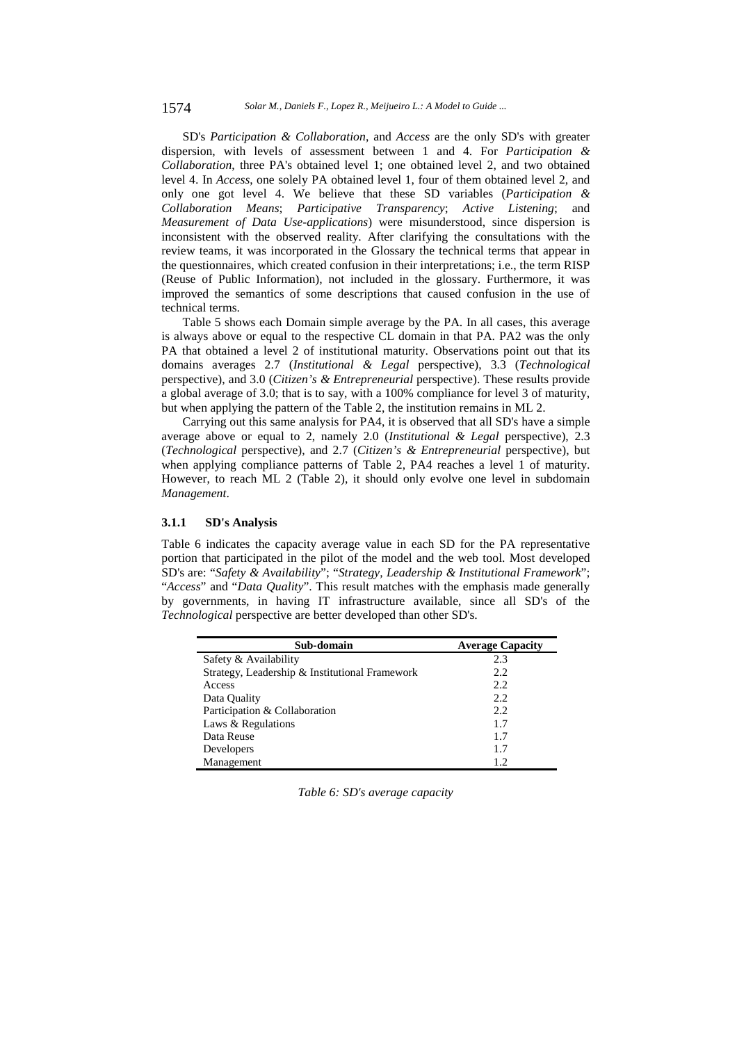SD's *Participation & Collaboration*, and *Access* are the only SD's with greater dispersion, with levels of assessment between 1 and 4. For *Participation & Collaboration*, three PA's obtained level 1; one obtained level 2, and two obtained level 4. In *Access*, one solely PA obtained level 1, four of them obtained level 2, and only one got level 4. We believe that these SD variables (*Participation & Collaboration Means*; *Participative Transparency*; *Active Listening*; and *Measurement of Data Use-applications*) were misunderstood, since dispersion is inconsistent with the observed reality. After clarifying the consultations with the review teams, it was incorporated in the Glossary the technical terms that appear in the questionnaires, which created confusion in their interpretations; i.e., the term RISP (Reuse of Public Information), not included in the glossary. Furthermore, it was improved the semantics of some descriptions that caused confusion in the use of technical terms.

Table 5 shows each Domain simple average by the PA. In all cases, this average is always above or equal to the respective CL domain in that PA. PA2 was the only PA that obtained a level 2 of institutional maturity. Observations point out that its domains averages 2.7 (*Institutional & Legal* perspective), 3.3 (*Technological* perspective), and 3.0 (*Citizen's & Entrepreneurial* perspective). These results provide a global average of 3.0; that is to say, with a 100% compliance for level 3 of maturity, but when applying the pattern of the Table 2, the institution remains in ML 2.

Carrying out this same analysis for PA4, it is observed that all SD's have a simple average above or equal to 2, namely 2.0 (*Institutional & Legal* perspective), 2.3 (*Technological* perspective), and 2.7 (*Citizen's & Entrepreneurial* perspective), but when applying compliance patterns of Table 2, PA4 reaches a level 1 of maturity. However, to reach ML 2 (Table 2), it should only evolve one level in subdomain *Management*.

### 3.1.1 SD's Analysis

Table 6 indicates the capacity average value in each SD for the PA representative portion that participated in the pilot of the model and the web tool. Most developed SD's are: "*Safety & Availability*"; "*Strategy, Leadership & Institutional Framework*"; "*Access*" and "*Data Quality*". This result matches with the emphasis made generally by governments, in having IT infrastructure available, since all SD's of the *Technological* perspective are better developed than other SD's.

| Sub-domain | Average Capacity |
|---|---|
| Safety & Availability | 2.3 |
| Strategy, Leadership & Institutional Framework | 2.2 |
| Access | 2.2 |
| Data Quality | 2.2 |
| Participation & Collaboration | 2.2 |
| Laws & Regulations | 1.7 |
| Data Reuse | 1.7 |
| Developers | 1.7 |
| Management | 1.2 |

*Table 6: SD's average capacity*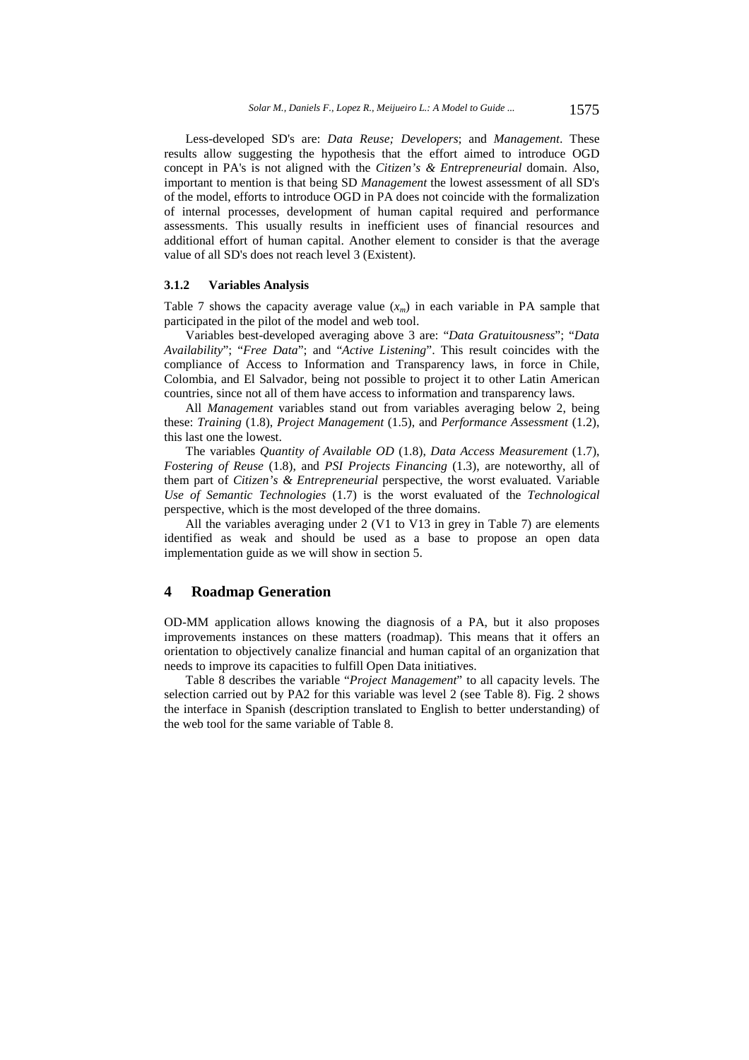Less-developed SD's are: *Data Reuse; Developers*; and *Management*. These results allow suggesting the hypothesis that the effort aimed to introduce OGD concept in PA's is not aligned with the *Citizen's & Entrepreneurial* domain. Also, important to mention is that being SD *Management* the lowest assessment of all SD's of the model, efforts to introduce OGD in PA does not coincide with the formalization of internal processes, development of human capital required and performance assessments. This usually results in inefficient uses of financial resources and additional effort of human capital. Another element to consider is that the average value of all SD's does not reach level 3 (Existent).

#### 3.1.2 Variables Analysis

Table 7 shows the capacity average value ($x_m$) in each variable in PA sample that participated in the pilot of the model and web tool.

Variables best-developed averaging above 3 are: "*Data Gratuitousness*"; "*Data Availability*"; "*Free Data*"; and "*Active Listening*". This result coincides with the compliance of Access to Information and Transparency laws, in force in Chile, Colombia, and El Salvador, being not possible to project it to other Latin American countries, since not all of them have access to information and transparency laws.

All *Management* variables stand out from variables averaging below 2, being these: *Training* (1.8), *Project Management* (1.5), and *Performance Assessment* (1.2), this last one the lowest.

The variables *Quantity of Available OD* (1.8), *Data Access Measurement* (1.7), *Fostering of Reuse* (1.8), and *PSI Projects Financing* (1.3), are noteworthy, all of them part of *Citizen's & Entrepreneurial* perspective, the worst evaluated. Variable *Use of Semantic Technologies* (1.7) is the worst evaluated of the *Technological* perspective, which is the most developed of the three domains.

All the variables averaging under 2 (V1 to V13 in grey in Table 7) are elements identified as weak and should be used as a base to propose an open data implementation guide as we will show in section 5.

## 4 Roadmap Generation

OD-MM application allows knowing the diagnosis of a PA, but it also proposes improvements instances on these matters (roadmap). This means that it offers an orientation to objectively canalize financial and human capital of an organization that needs to improve its capacities to fulfill Open Data initiatives.

Table 8 describes the variable "*Project Management*" to all capacity levels. The selection carried out by PA2 for this variable was level 2 (see Table 8). Fig. 2 shows the interface in Spanish (description translated to English to better understanding) of the web tool for the same variable of Table 8.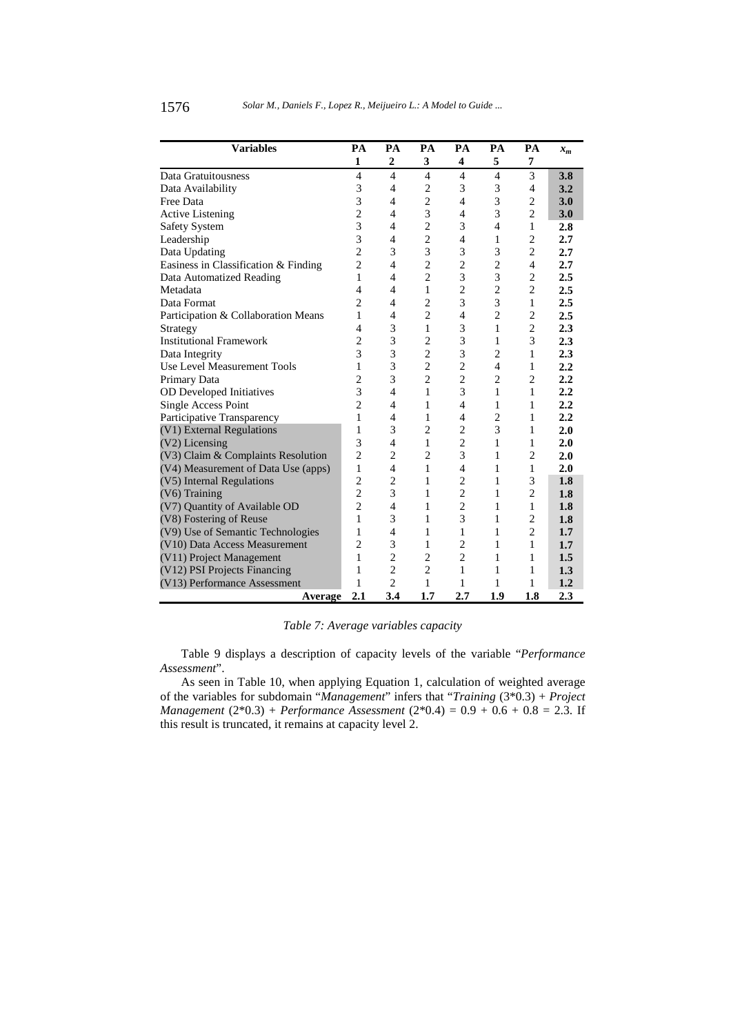| Variables | PA 1 | PA 2 | PA 3 | PA 4 | PA 5 | PA 7 | $x_m$ |
|---|---|---|---|---|---|---|---|
| Data Gratuitousness | 4 | 4 | 4 | 4 | 4 | 3 | **3.8** |
| Data Availability | 3 | 4 | 2 | 3 | 3 | 4 | **3.2** |
| Free Data | 3 | 4 | 2 | 4 | 3 | 2 | **3.0** |
| Active Listening | 2 | 4 | 3 | 4 | 3 | 2 | **3.0** |
| Safety System | 3 | 4 | 2 | 3 | 4 | 1 | **2.8** |
| Leadership | 3 | 4 | 2 | 4 | 1 | 2 | **2.7** |
| Data Updating | 2 | 3 | 3 | 3 | 3 | 2 | **2.7** |
| Easiness in Classification & Finding | 2 | 4 | 2 | 2 | 2 | 4 | **2.7** |
| Data Automatized Reading | 1 | 4 | 2 | 3 | 3 | 2 | **2.5** |
| Metadata | 4 | 4 | 1 | 2 | 2 | 2 | **2.5** |
| Data Format | 2 | 4 | 2 | 3 | 3 | 1 | **2.5** |
| Participation & Collaboration Means | 1 | 4 | 2 | 4 | 2 | 2 | **2.5** |
| Strategy | 4 | 3 | 1 | 3 | 1 | 2 | **2.3** |
| Institutional Framework | 2 | 3 | 2 | 3 | 1 | 3 | **2.3** |
| Data Integrity | 3 | 3 | 2 | 3 | 2 | 1 | **2.3** |
| Use Level Measurement Tools | 1 | 3 | 2 | 2 | 4 | 1 | **2.2** |
| Primary Data | 2 | 3 | 2 | 2 | 2 | 2 | **2.2** |
| OD Developed Initiatives | 3 | 4 | 1 | 3 | 1 | 1 | **2.2** |
| Single Access Point | 2 | 4 | 1 | 4 | 1 | 1 | **2.2** |
| Participative Transparency | 1 | 4 | 1 | 4 | 2 | 1 | **2.2** |
| (V1) External Regulations | 1 | 3 | 2 | 2 | 3 | 1 | **2.0** |
| (V2) Licensing | 3 | 4 | 1 | 2 | 1 | 1 | **2.0** |
| (V3) Claim & Complaints Resolution | 2 | 2 | 2 | 3 | 1 | 2 | **2.0** |
| (V4) Measurement of Data Use (apps) | 1 | 4 | 1 | 4 | 1 | 1 | **2.0** |
| (V5) Internal Regulations | 2 | 2 | 1 | 2 | 1 | 3 | **1.8** |
| (V6) Training | 2 | 3 | 1 | 2 | 1 | 2 | **1.8** |
| (V7) Quantity of Available OD | 2 | 4 | 1 | 2 | 1 | 1 | **1.8** |
| (V8) Fostering of Reuse | 1 | 3 | 1 | 3 | 1 | 2 | **1.8** |
| (V9) Use of Semantic Technologies | 1 | 4 | 1 | 1 | 1 | 2 | **1.7** |
| (V10) Data Access Measurement | 2 | 3 | 1 | 2 | 1 | 1 | **1.7** |
| (V11) Project Management | 1 | 2 | 2 | 2 | 1 | 1 | **1.5** |
| (V12) PSI Projects Financing | 1 | 2 | 2 | 1 | 1 | 1 | **1.3** |
| (V13) Performance Assessment | 1 | 2 | 1 | 1 | 1 | 1 | **1.2** |
| **Average** | **2.1** | **3.4** | **1.7** | **2.7** | **1.9** | **1.8** | **2.3** |

*Table 7: Average variables capacity*

Table 9 displays a description of capacity levels of the variable "*Performance Assessment*".

As seen in Table 10, when applying Equation 1, calculation of weighted average of the variables for subdomain "*Management*" infers that "*Training* (3\*0.3) + *Project Management* (2\*0.3) + *Performance Assessment* (2\*0.4) = 0.9 + 0.6 + 0.8 = 2.3. If this result is truncated, it remains at capacity level 2.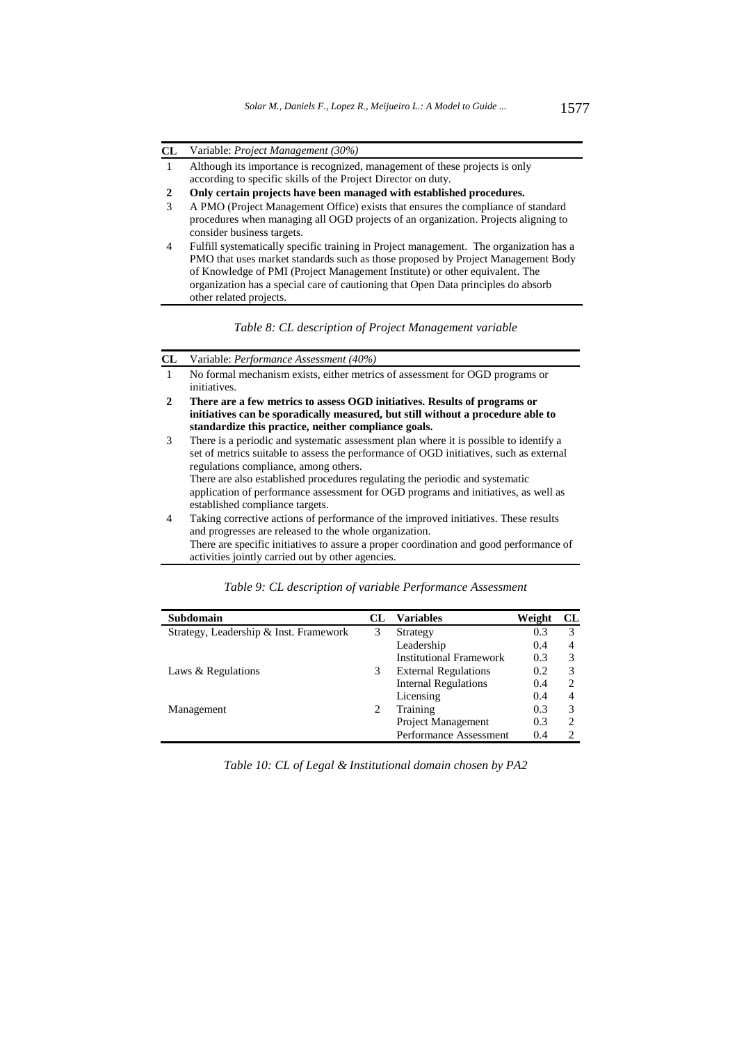| CL | Variable: *Project Management (30%)* |
|---|---|
| 1 | Although its importance is recognized, management of these projects is only according to specific skills of the Project Director on duty. |
| **2** | **Only certain projects have been managed with established procedures.** |
| 3 | A PMO (Project Management Office) exists that ensures the compliance of standard procedures when managing all OGD projects of an organization. Projects aligning to consider business targets. |
| 4 | Fulfill systematically specific training in Project management. The organization has a PMO that uses market standards such as those proposed by Project Management Body of Knowledge of PMI (Project Management Institute) or other equivalent. The organization has a special care of cautioning that Open Data principles do absorb other related projects. |

*Table 8: CL description of Project Management variable*

| CL | Variable: *Performance Assessment (40%)* |
|---|---|
| 1 | No formal mechanism exists, either metrics of assessment for OGD programs or initiatives. |
| **2** | **There are a few metrics to assess OGD initiatives. Results of programs or initiatives can be sporadically measured, but still without a procedure able to standardize this practice, neither compliance goals.** |
| 3 | There is a periodic and systematic assessment plan where it is possible to identify a set of metrics suitable to assess the performance of OGD initiatives, such as external regulations compliance, among others. There are also established procedures regulating the periodic and systematic application of performance assessment for OGD programs and initiatives, as well as established compliance targets. |
| 4 | Taking corrective actions of performance of the improved initiatives. These results and progresses are released to the whole organization. There are specific initiatives to assure a proper coordination and good performance of activities jointly carried out by other agencies. |

*Table 9: CL description of variable Performance Assessment*

| Subdomain | CL | Variables | Weight | CL |
|---|---|---|---|---|
| Strategy, Leadership & Inst. Framework | 3 | Strategy | 0.3 | 3 |
| | | Leadership | 0.4 | 4 |
| | | Institutional Framework | 0.3 | 3 |
| Laws & Regulations | 3 | External Regulations | 0.2 | 3 |
| | | Internal Regulations | 0.4 | 2 |
| | | Licensing | 0.4 | 4 |
| Management | 2 | Training | 0.3 | 3 |
| | | Project Management | 0.3 | 2 |
| | | Performance Assessment | 0.4 | 2 |

*Table 10: CL of Legal & Institutional domain chosen by PA2*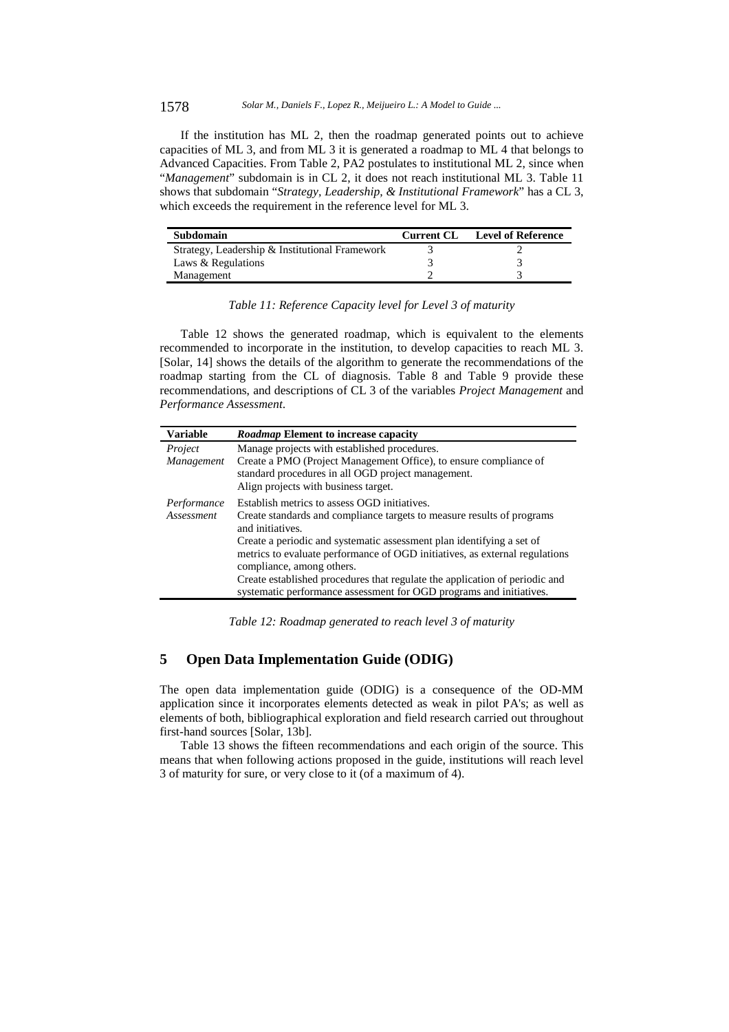If the institution has ML 2, then the roadmap generated points out to achieve capacities of ML 3, and from ML 3 it is generated a roadmap to ML 4 that belongs to Advanced Capacities. From Table 2, PA2 postulates to institutional ML 2, since when "*Management*" subdomain is in CL 2, it does not reach institutional ML 3. Table 11 shows that subdomain "*Strategy, Leadership, & Institutional Framework*" has a CL 3, which exceeds the requirement in the reference level for ML 3.

| Subdomain | Current CL | Level of Reference |
|---|---|---|
| Strategy, Leadership & Institutional Framework | 3 | 2 |
| Laws & Regulations | 3 | 3 |
| Management | 2 | 3 |

*Table 11: Reference Capacity level for Level 3 of maturity*

Table 12 shows the generated roadmap, which is equivalent to the elements recommended to incorporate in the institution, to develop capacities to reach ML 3. [Solar, 14] shows the details of the algorithm to generate the recommendations of the roadmap starting from the CL of diagnosis. Table 8 and Table 9 provide these recommendations, and descriptions of CL 3 of the variables *Project Management* and *Performance Assessment*.

| Variable | *Roadmap* Element to increase capacity |
|---|---|
| *Project Management* | Manage projects with established procedures.<br>Create a PMO (Project Management Office), to ensure compliance of standard procedures in all OGD project management.<br>Align projects with business target. |
| *Performance Assessment* | Establish metrics to assess OGD initiatives.<br>Create standards and compliance targets to measure results of programs and initiatives.<br>Create a periodic and systematic assessment plan identifying a set of metrics to evaluate performance of OGD initiatives, as external regulations compliance, among others.<br>Create established procedures that regulate the application of periodic and systematic performance assessment for OGD programs and initiatives. |

*Table 12: Roadmap generated to reach level 3 of maturity*

## 5 Open Data Implementation Guide (ODIG)

The open data implementation guide (ODIG) is a consequence of the OD-MM application since it incorporates elements detected as weak in pilot PA's; as well as elements of both, bibliographical exploration and field research carried out throughout first-hand sources [Solar, 13b].

Table 13 shows the fifteen recommendations and each origin of the source. This means that when following actions proposed in the guide, institutions will reach level 3 of maturity for sure, or very close to it (of a maximum of 4).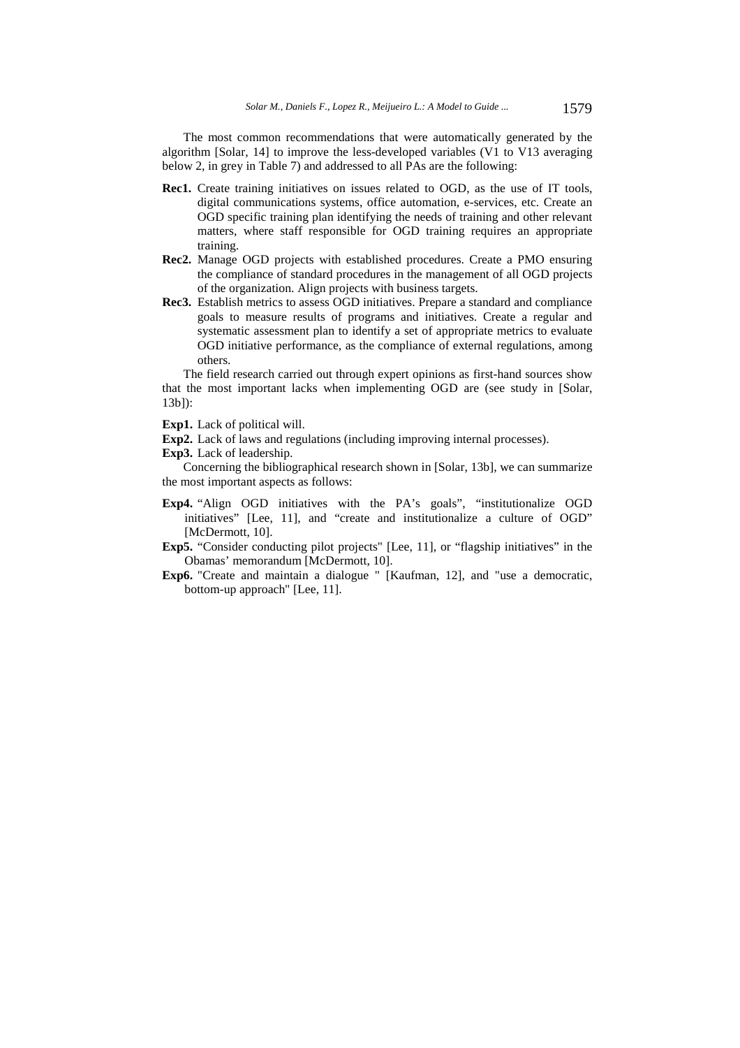The most common recommendations that were automatically generated by the algorithm [Solar, 14] to improve the less-developed variables (V1 to V13 averaging below 2, in grey in Table 7) and addressed to all PAs are the following:

- **Rec1.** Create training initiatives on issues related to OGD, as the use of IT tools, digital communications systems, office automation, e-services, etc. Create an OGD specific training plan identifying the needs of training and other relevant matters, where staff responsible for OGD training requires an appropriate training.
- **Rec2.** Manage OGD projects with established procedures. Create a PMO ensuring the compliance of standard procedures in the management of all OGD projects of the organization. Align projects with business targets.
- **Rec3.** Establish metrics to assess OGD initiatives. Prepare a standard and compliance goals to measure results of programs and initiatives. Create a regular and systematic assessment plan to identify a set of appropriate metrics to evaluate OGD initiative performance, as the compliance of external regulations, among others.

The field research carried out through expert opinions as first-hand sources show that the most important lacks when implementing OGD are (see study in [Solar, 13b]):

- **Exp1.** Lack of political will.
- **Exp2.** Lack of laws and regulations (including improving internal processes).
- **Exp3.** Lack of leadership.

Concerning the bibliographical research shown in [Solar, 13b], we can summarize the most important aspects as follows:

- **Exp4.** "Align OGD initiatives with the PA's goals", "institutionalize OGD initiatives" [Lee, 11], and "create and institutionalize a culture of OGD" [McDermott, 10].
- **Exp5.** "Consider conducting pilot projects" [Lee, 11], or "flagship initiatives" in the Obamas' memorandum [McDermott, 10].
- **Exp6.** "Create and maintain a dialogue " [Kaufman, 12], and "use a democratic, bottom-up approach" [Lee, 11].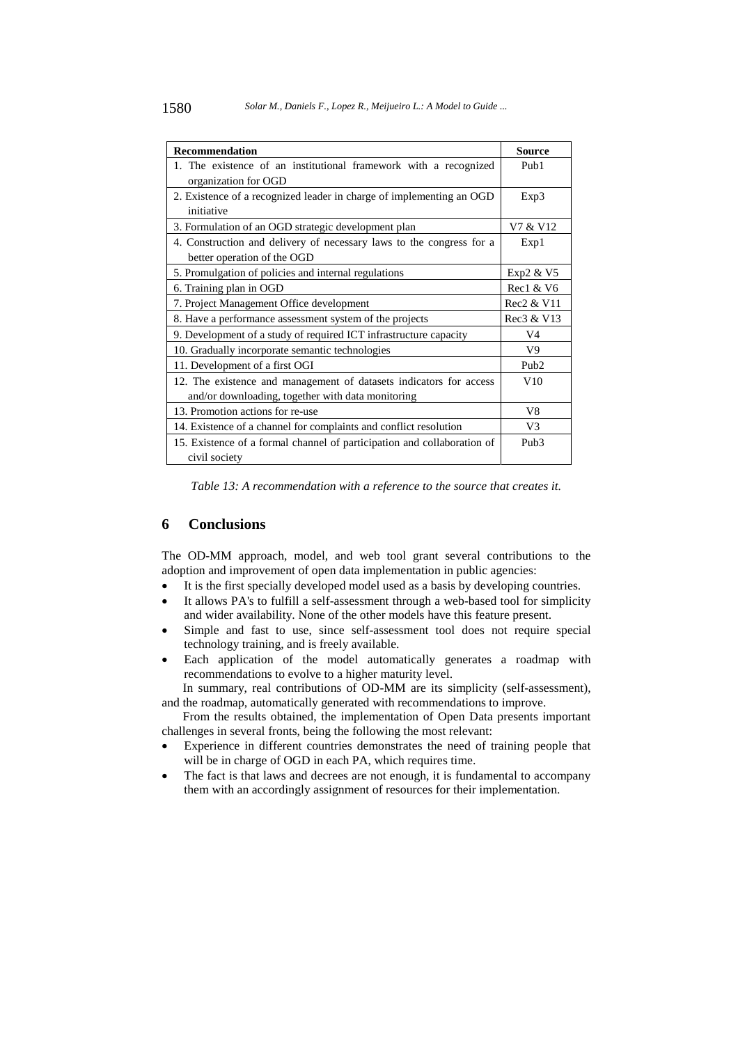| Recommendation | Source |
|---|---|
| 1. The existence of an institutional framework with a recognized organization for OGD | Pub1 |
| 2. Existence of a recognized leader in charge of implementing an OGD initiative | Exp3 |
| 3. Formulation of an OGD strategic development plan | V7 & V12 |
| 4. Construction and delivery of necessary laws to the congress for a better operation of the OGD | Exp1 |
| 5. Promulgation of policies and internal regulations | Exp2 & V5 |
| 6. Training plan in OGD | Rec1 & V6 |
| 7. Project Management Office development | Rec2 & V11 |
| 8. Have a performance assessment system of the projects | Rec3 & V13 |
| 9. Development of a study of required ICT infrastructure capacity | V4 |
| 10. Gradually incorporate semantic technologies | V9 |
| 11. Development of a first OGI | Pub2 |
| 12. The existence and management of datasets indicators for access and/or downloading, together with data monitoring | V10 |
| 13. Promotion actions for re-use | V8 |
| 14. Existence of a channel for complaints and conflict resolution | V3 |
| 15. Existence of a formal channel of participation and collaboration of civil society | Pub3 |

*Table 13: A recommendation with a reference to the source that creates it.*

## 6 Conclusions

The OD-MM approach, model, and web tool grant several contributions to the adoption and improvement of open data implementation in public agencies:

- It is the first specially developed model used as a basis by developing countries.
- It allows PA's to fulfill a self-assessment through a web-based tool for simplicity and wider availability. None of the other models have this feature present.
- Simple and fast to use, since self-assessment tool does not require special technology training, and is freely available.
- Each application of the model automatically generates a roadmap with recommendations to evolve to a higher maturity level.

In summary, real contributions of OD-MM are its simplicity (self-assessment), and the roadmap, automatically generated with recommendations to improve.

From the results obtained, the implementation of Open Data presents important challenges in several fronts, being the following the most relevant:

- Experience in different countries demonstrates the need of training people that will be in charge of OGD in each PA, which requires time.
- The fact is that laws and decrees are not enough, it is fundamental to accompany them with an accordingly assignment of resources for their implementation.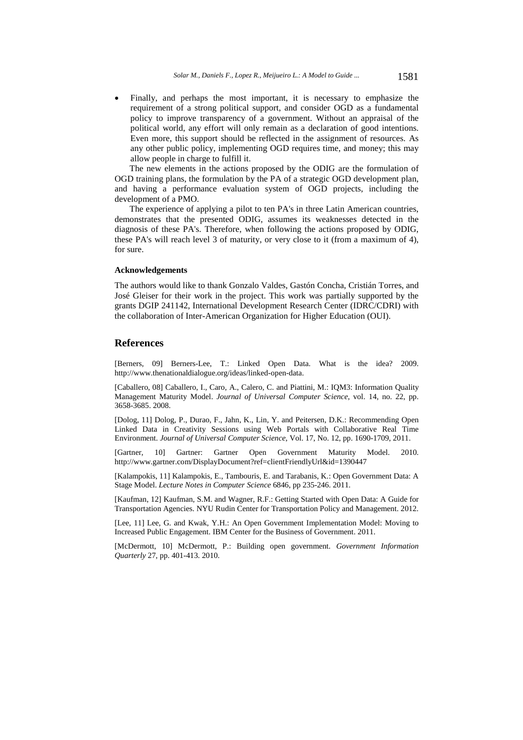- Finally, and perhaps the most important, it is necessary to emphasize the requirement of a strong political support, and consider OGD as a fundamental policy to improve transparency of a government. Without an appraisal of the political world, any effort will only remain as a declaration of good intentions. Even more, this support should be reflected in the assignment of resources. As any other public policy, implementing OGD requires time, and money; this may allow people in charge to fulfill it.

The new elements in the actions proposed by the ODIG are the formulation of OGD training plans, the formulation by the PA of a strategic OGD development plan, and having a performance evaluation system of OGD projects, including the development of a PMO.

The experience of applying a pilot to ten PA's in three Latin American countries, demonstrates that the presented ODIG, assumes its weaknesses detected in the diagnosis of these PA's. Therefore, when following the actions proposed by ODIG, these PA's will reach level 3 of maturity, or very close to it (from a maximum of 4), for sure.

### Acknowledgements

The authors would like to thank Gonzalo Valdes, Gastón Concha, Cristián Torres, and José Gleiser for their work in the project. This work was partially supported by the grants DGIP 241142, International Development Research Center (IDRC/CDRI) with the collaboration of Inter-American Organization for Higher Education (OUI).

## References

[Berners, 09] Berners-Lee, T.: Linked Open Data. What is the idea? 2009. http://www.thenationaldialogue.org/ideas/linked-open-data.

[Caballero, 08] Caballero, I., Caro, A., Calero, C. and Piattini, M.: IQM3: Information Quality Management Maturity Model. *Journal of Universal Computer Science*, vol. 14, no. 22, pp. 3658-3685. 2008.

[Dolog, 11] Dolog, P., Durao, F., Jahn, K., Lin, Y. and Peitersen, D.K.: Recommending Open Linked Data in Creativity Sessions using Web Portals with Collaborative Real Time Environment. *Journal of Universal Computer Science*, Vol. 17, No. 12, pp. 1690-1709, 2011.

[Gartner, 10] Gartner: Gartner Open Government Maturity Model. 2010. http://www.gartner.com/DisplayDocument?ref=clientFriendlyUrl&id=1390447

[Kalampokis, 11] Kalampokis, E., Tambouris, E. and Tarabanis, K.: Open Government Data: A Stage Model. *Lecture Notes in Computer Science* 6846, pp 235-246. 2011.

[Kaufman, 12] Kaufman, S.M. and Wagner, R.F.: Getting Started with Open Data: A Guide for Transportation Agencies. NYU Rudin Center for Transportation Policy and Management. 2012.

[Lee, 11] Lee, G. and Kwak, Y.H.: An Open Government Implementation Model: Moving to Increased Public Engagement. IBM Center for the Business of Government. 2011.

[McDermott, 10] McDermott, P.: Building open government. *Government Information Quarterly* 27, pp. 401-413. 2010.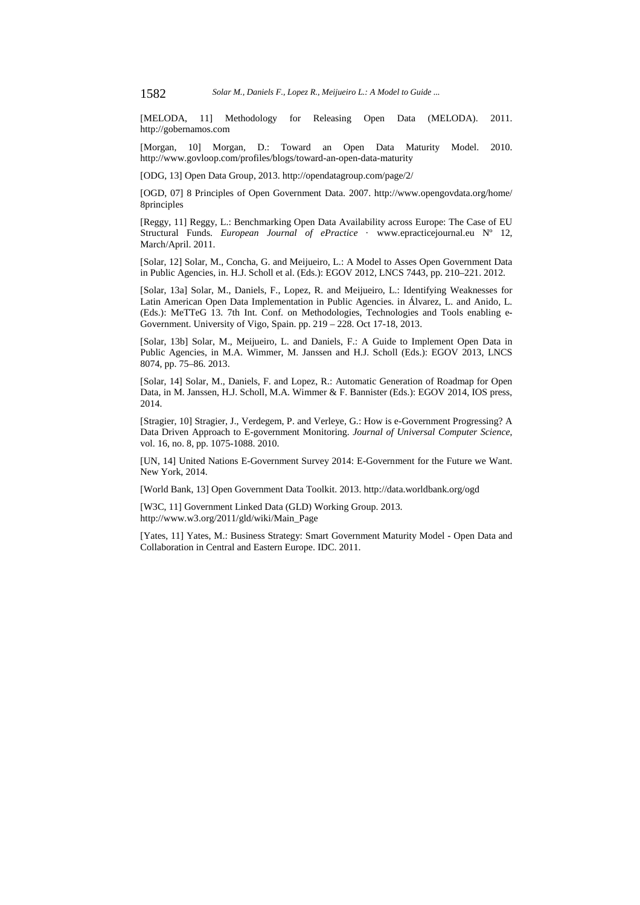[MELODA, 11] Methodology for Releasing Open Data (MELODA). 2011. http://gobernamos.com

[Morgan, 10] Morgan, D.: Toward an Open Data Maturity Model. 2010. http://www.govloop.com/profiles/blogs/toward-an-open-data-maturity

[ODG, 13] Open Data Group, 2013. http://opendatagroup.com/page/2/

[OGD, 07] 8 Principles of Open Government Data. 2007. http://www.opengovdata.org/home/8principles

[Reggy, 11] Reggy, L.: Benchmarking Open Data Availability across Europe: The Case of EU Structural Funds. *European Journal of ePractice* · www.epracticejournal.eu Nº 12, March/April. 2011.

[Solar, 12] Solar, M., Concha, G. and Meijueiro, L.: A Model to Asses Open Government Data in Public Agencies, in. H.J. Scholl et al. (Eds.): EGOV 2012, LNCS 7443, pp. 210–221. 2012.

[Solar, 13a] Solar, M., Daniels, F., Lopez, R. and Meijueiro, L.: Identifying Weaknesses for Latin American Open Data Implementation in Public Agencies. in Álvarez, L. and Anido, L. (Eds.): MeTTeG 13. 7th Int. Conf. on Methodologies, Technologies and Tools enabling e-Government. University of Vigo, Spain. pp. 219 – 228. Oct 17-18, 2013.

[Solar, 13b] Solar, M., Meijueiro, L. and Daniels, F.: A Guide to Implement Open Data in Public Agencies, in M.A. Wimmer, M. Janssen and H.J. Scholl (Eds.): EGOV 2013, LNCS 8074, pp. 75–86. 2013.

[Solar, 14] Solar, M., Daniels, F. and Lopez, R.: Automatic Generation of Roadmap for Open Data, in M. Janssen, H.J. Scholl, M.A. Wimmer & F. Bannister (Eds.): EGOV 2014, IOS press, 2014.

[Stragier, 10] Stragier, J., Verdegem, P. and Verleye, G.: How is e-Government Progressing? A Data Driven Approach to E-government Monitoring. *Journal of Universal Computer Science*, vol. 16, no. 8, pp. 1075-1088. 2010.

[UN, 14] United Nations E-Government Survey 2014: E-Government for the Future we Want. New York, 2014.

[World Bank, 13] Open Government Data Toolkit. 2013. http://data.worldbank.org/ogd

[W3C, 11] Government Linked Data (GLD) Working Group. 2013. http://www.w3.org/2011/gld/wiki/Main_Page

[Yates, 11] Yates, M.: Business Strategy: Smart Government Maturity Model - Open Data and Collaboration in Central and Eastern Europe. IDC. 2011.